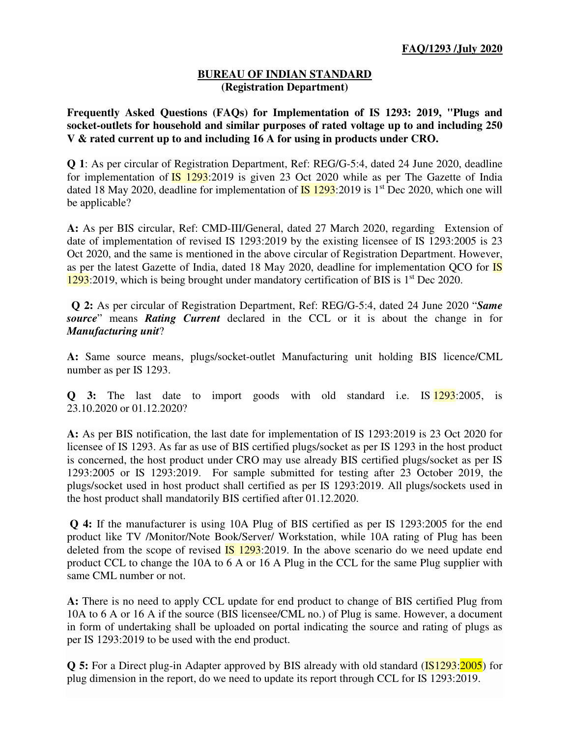**FAQ/1293 /July 2020**

# BUREAU OF INDIAN STANDARD
## (Registration Department)

**Frequently Asked Questions (FAQs) for Implementation of IS 1293: 2019, "Plugs and socket-outlets for household and similar purposes of rated voltage up to and including 250 V & rated current up to and including 16 A for using in products under CRO.**

**Q 1**: As per circular of Registration Department, Ref: REG/G-5:4, dated 24 June 2020, deadline for implementation of IS 1293:2019 is given 23 Oct 2020 while as per The Gazette of India dated 18 May 2020, deadline for implementation of IS 1293:2019 is 1st Dec 2020, which one will be applicable?

**A:** As per BIS circular, Ref: CMD-III/General, dated 27 March 2020, regarding Extension of date of implementation of revised IS 1293:2019 by the existing licensee of IS 1293:2005 is 23 Oct 2020, and the same is mentioned in the above circular of Registration Department. However, as per the latest Gazette of India, dated 18 May 2020, deadline for implementation QCO for IS 1293:2019, which is being brought under mandatory certification of BIS is 1st Dec 2020.

**Q 2:** As per circular of Registration Department, Ref: REG/G-5:4, dated 24 June 2020 "***Same source***" means ***Rating Current*** declared in the CCL or it is about the change in for ***Manufacturing unit***?

**A:** Same source means, plugs/socket-outlet Manufacturing unit holding BIS licence/CML number as per IS 1293.

**Q 3:** The last date to import goods with old standard i.e. IS 1293:2005, is 23.10.2020 or 01.12.2020?

**A:** As per BIS notification, the last date for implementation of IS 1293:2019 is 23 Oct 2020 for licensee of IS 1293. As far as use of BIS certified plugs/socket as per IS 1293 in the host product is concerned, the host product under CRO may use already BIS certified plugs/socket as per IS 1293:2005 or IS 1293:2019. For sample submitted for testing after 23 October 2019, the plugs/socket used in host product shall certified as per IS 1293:2019. All plugs/sockets used in the host product shall mandatorily BIS certified after 01.12.2020.

**Q 4:** If the manufacturer is using 10A Plug of BIS certified as per IS 1293:2005 for the end product like TV /Monitor/Note Book/Server/ Workstation, while 10A rating of Plug has been deleted from the scope of revised IS 1293:2019. In the above scenario do we need update end product CCL to change the 10A to 6 A or 16 A Plug in the CCL for the same Plug supplier with same CML number or not.

**A:** There is no need to apply CCL update for end product to change of BIS certified Plug from 10A to 6 A or 16 A if the source (BIS licensee/CML no.) of Plug is same. However, a document in form of undertaking shall be uploaded on portal indicating the source and rating of plugs as per IS 1293:2019 to be used with the end product.

**Q 5:** For a Direct plug-in Adapter approved by BIS already with old standard (IS1293:2005) for plug dimension in the report, do we need to update its report through CCL for IS 1293:2019.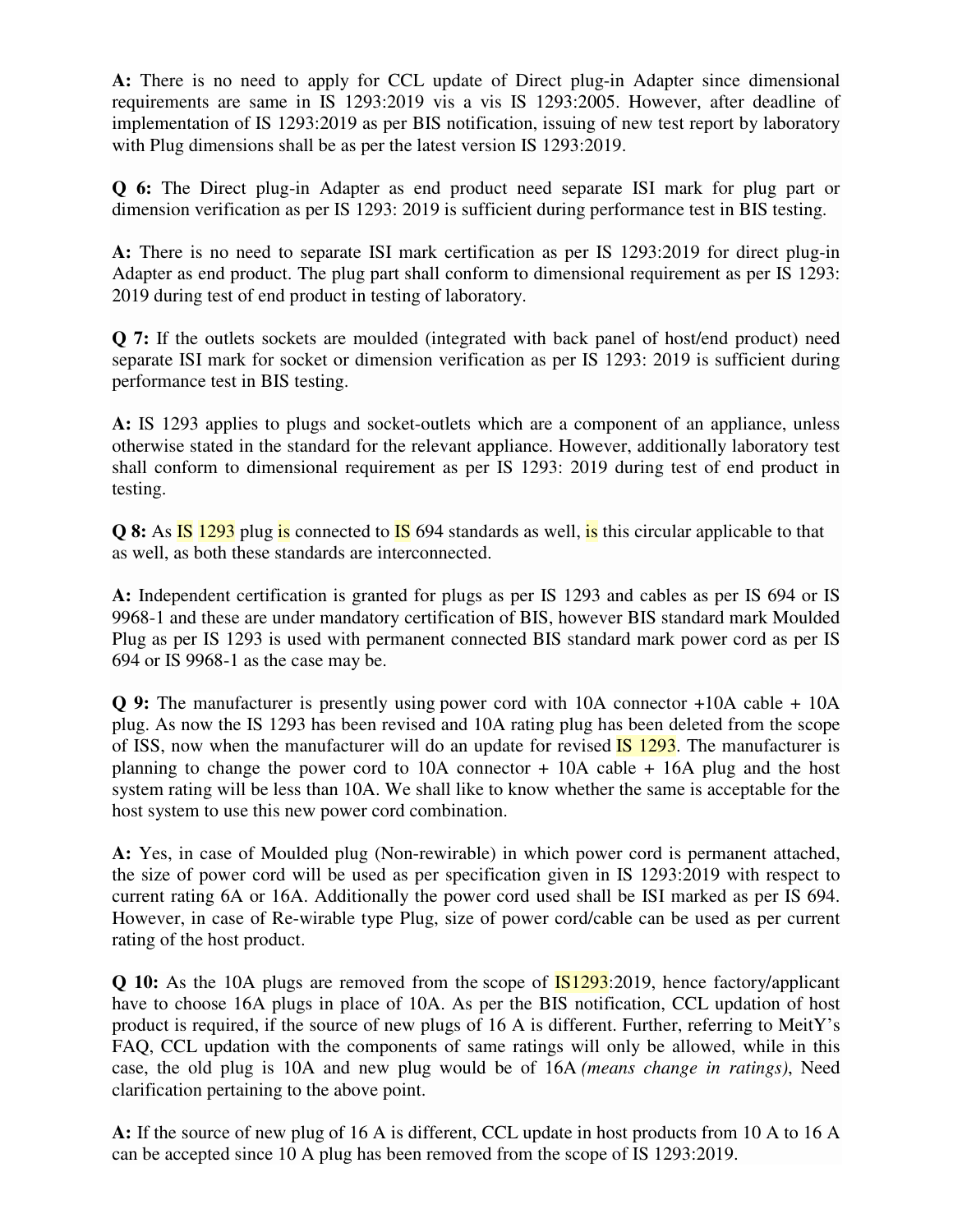**A:** There is no need to apply for CCL update of Direct plug-in Adapter since dimensional requirements are same in IS 1293:2019 vis a vis IS 1293:2005. However, after deadline of implementation of IS 1293:2019 as per BIS notification, issuing of new test report by laboratory with Plug dimensions shall be as per the latest version IS 1293:2019.

**Q 6:** The Direct plug-in Adapter as end product need separate ISI mark for plug part or dimension verification as per IS 1293: 2019 is sufficient during performance test in BIS testing.

**A:** There is no need to separate ISI mark certification as per IS 1293:2019 for direct plug-in Adapter as end product. The plug part shall conform to dimensional requirement as per IS 1293: 2019 during test of end product in testing of laboratory.

**Q 7:** If the outlets sockets are moulded (integrated with back panel of host/end product) need separate ISI mark for socket or dimension verification as per IS 1293: 2019 is sufficient during performance test in BIS testing.

**A:** IS 1293 applies to plugs and socket-outlets which are a component of an appliance, unless otherwise stated in the standard for the relevant appliance. However, additionally laboratory test shall conform to dimensional requirement as per IS 1293: 2019 during test of end product in testing.

**Q 8:** As IS 1293 plug is connected to IS 694 standards as well, is this circular applicable to that as well, as both these standards are interconnected.

**A:** Independent certification is granted for plugs as per IS 1293 and cables as per IS 694 or IS 9968-1 and these are under mandatory certification of BIS, however BIS standard mark Moulded Plug as per IS 1293 is used with permanent connected BIS standard mark power cord as per IS 694 or IS 9968-1 as the case may be.

**Q 9:** The manufacturer is presently using power cord with 10A connector +10A cable + 10A plug. As now the IS 1293 has been revised and 10A rating plug has been deleted from the scope of ISS, now when the manufacturer will do an update for revised IS 1293. The manufacturer is planning to change the power cord to 10A connector + 10A cable + 16A plug and the host system rating will be less than 10A. We shall like to know whether the same is acceptable for the host system to use this new power cord combination.

**A:** Yes, in case of Moulded plug (Non-rewirable) in which power cord is permanent attached, the size of power cord will be used as per specification given in IS 1293:2019 with respect to current rating 6A or 16A. Additionally the power cord used shall be ISI marked as per IS 694. However, in case of Re-wirable type Plug, size of power cord/cable can be used as per current rating of the host product.

**Q 10:** As the 10A plugs are removed from the scope of IS1293:2019, hence factory/applicant have to choose 16A plugs in place of 10A. As per the BIS notification, CCL updation of host product is required, if the source of new plugs of 16 A is different. Further, referring to MeitY's FAQ, CCL updation with the components of same ratings will only be allowed, while in this case, the old plug is 10A and new plug would be of 16A *(means change in ratings)*, Need clarification pertaining to the above point.

**A:** If the source of new plug of 16 A is different, CCL update in host products from 10 A to 16 A can be accepted since 10 A plug has been removed from the scope of IS 1293:2019.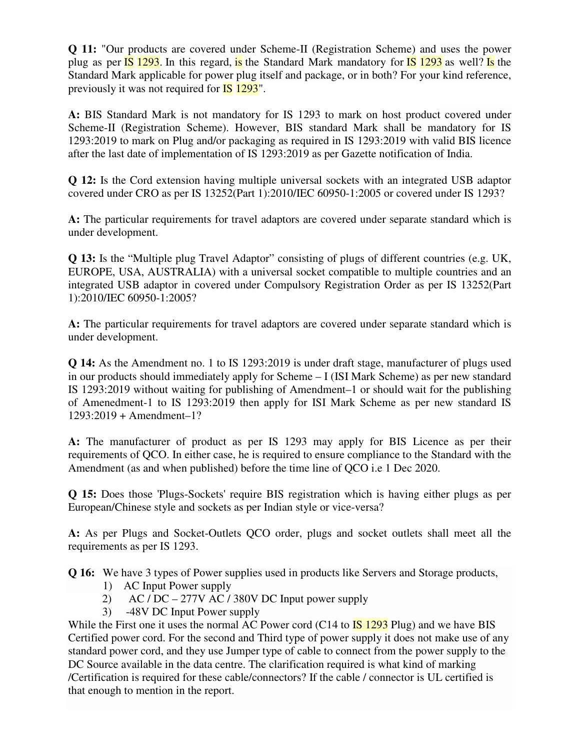**Q 11:** "Our products are covered under Scheme-II (Registration Scheme) and uses the power plug as per IS 1293. In this regard, is the Standard Mark mandatory for IS 1293 as well? Is the Standard Mark applicable for power plug itself and package, or in both? For your kind reference, previously it was not required for IS 1293".

**A:** BIS Standard Mark is not mandatory for IS 1293 to mark on host product covered under Scheme-II (Registration Scheme). However, BIS standard Mark shall be mandatory for IS 1293:2019 to mark on Plug and/or packaging as required in IS 1293:2019 with valid BIS licence after the last date of implementation of IS 1293:2019 as per Gazette notification of India.

**Q 12:** Is the Cord extension having multiple universal sockets with an integrated USB adaptor covered under CRO as per IS 13252(Part 1):2010/IEC 60950-1:2005 or covered under IS 1293?

**A:** The particular requirements for travel adaptors are covered under separate standard which is under development.

**Q 13:** Is the "Multiple plug Travel Adaptor" consisting of plugs of different countries (e.g. UK, EUROPE, USA, AUSTRALIA) with a universal socket compatible to multiple countries and an integrated USB adaptor in covered under Compulsory Registration Order as per IS 13252(Part 1):2010/IEC 60950-1:2005?

**A:** The particular requirements for travel adaptors are covered under separate standard which is under development.

**Q 14:** As the Amendment no. 1 to IS 1293:2019 is under draft stage, manufacturer of plugs used in our products should immediately apply for Scheme – I (ISI Mark Scheme) as per new standard IS 1293:2019 without waiting for publishing of Amendment–1 or should wait for the publishing of Amenedment-1 to IS 1293:2019 then apply for ISI Mark Scheme as per new standard IS 1293:2019 + Amendment–1?

**A:** The manufacturer of product as per IS 1293 may apply for BIS Licence as per their requirements of QCO. In either case, he is required to ensure compliance to the Standard with the Amendment (as and when published) before the time line of QCO i.e 1 Dec 2020.

**Q 15:** Does those 'Plugs-Sockets' require BIS registration which is having either plugs as per European/Chinese style and sockets as per Indian style or vice-versa?

**A:** As per Plugs and Socket-Outlets QCO order, plugs and socket outlets shall meet all the requirements as per IS 1293.

**Q 16:** We have 3 types of Power supplies used in products like Servers and Storage products,

1) AC Input Power supply
2) AC / DC – 277V AC / 380V DC Input power supply
3) -48V DC Input Power supply

While the First one it uses the normal AC Power cord (C14 to IS 1293 Plug) and we have BIS Certified power cord. For the second and Third type of power supply it does not make use of any standard power cord, and they use Jumper type of cable to connect from the power supply to the DC Source available in the data centre. The clarification required is what kind of marking /Certification is required for these cable/connectors? If the cable / connector is UL certified is that enough to mention in the report.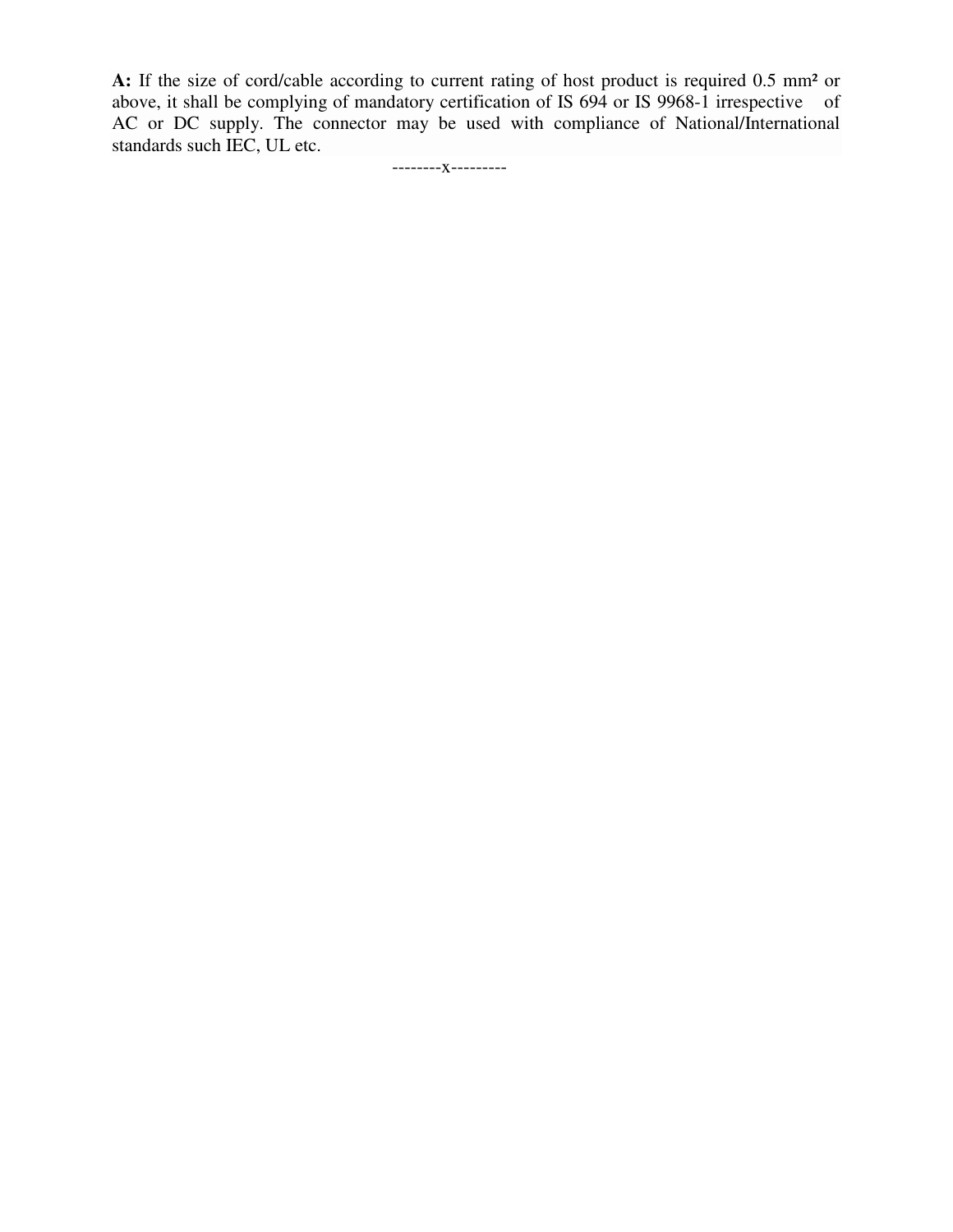**A:** If the size of cord/cable according to current rating of host product is required 0.5 mm² or above, it shall be complying of mandatory certification of IS 694 or IS 9968-1 irrespective of AC or DC supply. The connector may be used with compliance of National/International standards such IEC, UL etc.

--------x---------